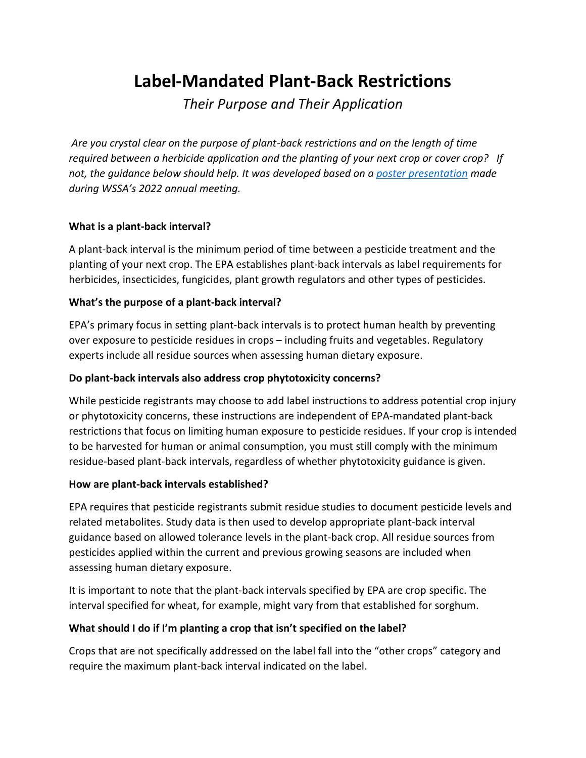# Label-Mandated Plant-Back Restrictions

*Their Purpose and Their Application*

*Are you crystal clear on the purpose of plant-back restrictions and on the length of time required between a herbicide application and the planting of your next crop or cover crop? If not, the guidance below should help. It was developed based on a poster presentation made during WSSA's 2022 annual meeting.*

**What is a plant-back interval?**

A plant-back interval is the minimum period of time between a pesticide treatment and the planting of your next crop. The EPA establishes plant-back intervals as label requirements for herbicides, insecticides, fungicides, plant growth regulators and other types of pesticides.

**What's the purpose of a plant-back interval?**

EPA's primary focus in setting plant-back intervals is to protect human health by preventing over exposure to pesticide residues in crops – including fruits and vegetables. Regulatory experts include all residue sources when assessing human dietary exposure.

**Do plant-back intervals also address crop phytotoxicity concerns?**

While pesticide registrants may choose to add label instructions to address potential crop injury or phytotoxicity concerns, these instructions are independent of EPA-mandated plant-back restrictions that focus on limiting human exposure to pesticide residues. If your crop is intended to be harvested for human or animal consumption, you must still comply with the minimum residue-based plant-back intervals, regardless of whether phytotoxicity guidance is given.

**How are plant-back intervals established?**

EPA requires that pesticide registrants submit residue studies to document pesticide levels and related metabolites. Study data is then used to develop appropriate plant-back interval guidance based on allowed tolerance levels in the plant-back crop. All residue sources from pesticides applied within the current and previous growing seasons are included when assessing human dietary exposure.

It is important to note that the plant-back intervals specified by EPA are crop specific. The interval specified for wheat, for example, might vary from that established for sorghum.

**What should I do if I'm planting a crop that isn't specified on the label?**

Crops that are not specifically addressed on the label fall into the "other crops" category and require the maximum plant-back interval indicated on the label.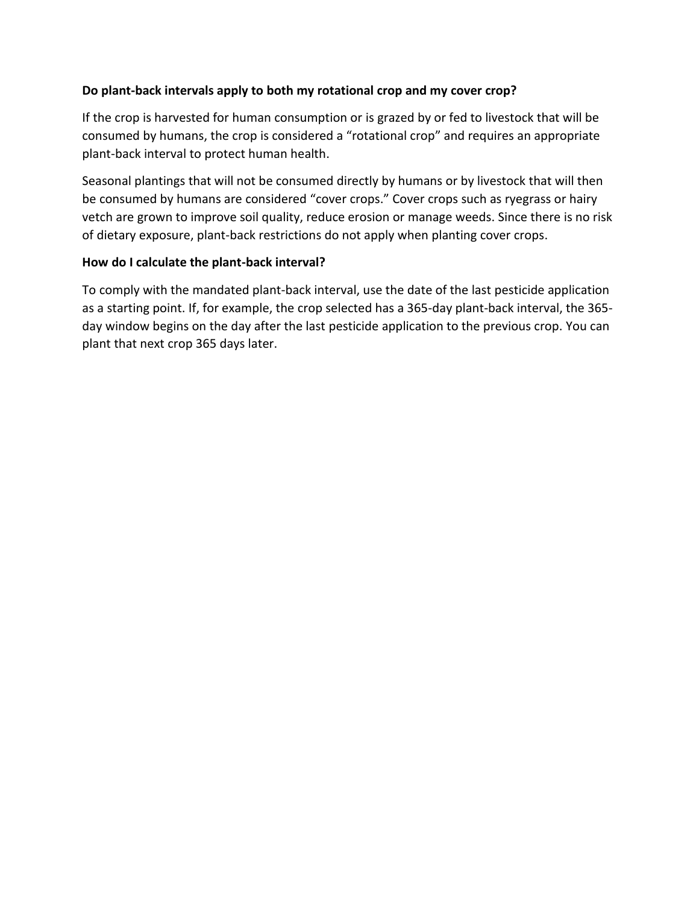**Do plant-back intervals apply to both my rotational crop and my cover crop?**

If the crop is harvested for human consumption or is grazed by or fed to livestock that will be consumed by humans, the crop is considered a "rotational crop" and requires an appropriate plant-back interval to protect human health.

Seasonal plantings that will not be consumed directly by humans or by livestock that will then be consumed by humans are considered "cover crops." Cover crops such as ryegrass or hairy vetch are grown to improve soil quality, reduce erosion or manage weeds. Since there is no risk of dietary exposure, plant-back restrictions do not apply when planting cover crops.

**How do I calculate the plant-back interval?**

To comply with the mandated plant-back interval, use the date of the last pesticide application as a starting point. If, for example, the crop selected has a 365-day plant-back interval, the 365-day window begins on the day after the last pesticide application to the previous crop. You can plant that next crop 365 days later.